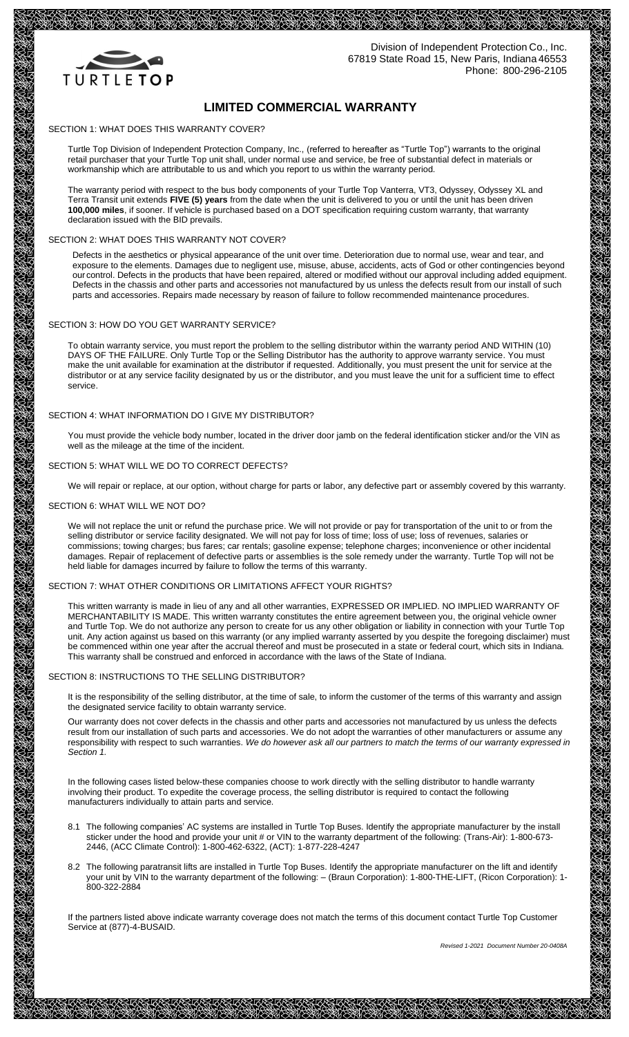TURTLETOP

Division of Independent Protection Co., Inc.
67819 State Road 15, New Paris, Indiana 46553
Phone: 800-296-2105

# LIMITED COMMERCIAL WARRANTY

## SECTION 1: WHAT DOES THIS WARRANTY COVER?

Turtle Top Division of Independent Protection Company, Inc., (referred to hereafter as "Turtle Top") warrants to the original retail purchaser that your Turtle Top unit shall, under normal use and service, be free of substantial defect in materials or workmanship which are attributable to us and which you report to us within the warranty period.

The warranty period with respect to the bus body components of your Turtle Top Vanterra, VT3, Odyssey, Odyssey XL and Terra Transit unit extends **FIVE (5) years** from the date when the unit is delivered to you or until the unit has been driven **100,000 miles**, if sooner. If vehicle is purchased based on a DOT specification requiring custom warranty, that warranty declaration issued with the BID prevails.

## SECTION 2: WHAT DOES THIS WARRANTY NOT COVER?

Defects in the aesthetics or physical appearance of the unit over time. Deterioration due to normal use, wear and tear, and exposure to the elements. Damages due to negligent use, misuse, abuse, accidents, acts of God or other contingencies beyond our control. Defects in the products that have been repaired, altered or modified without our approval including added equipment. Defects in the chassis and other parts and accessories not manufactured by us unless the defects result from our install of such parts and accessories. Repairs made necessary by reason of failure to follow recommended maintenance procedures.

## SECTION 3: HOW DO YOU GET WARRANTY SERVICE?

To obtain warranty service, you must report the problem to the selling distributor within the warranty period AND WITHIN (10) DAYS OF THE FAILURE. Only Turtle Top or the Selling Distributor has the authority to approve warranty service. You must make the unit available for examination at the distributor if requested. Additionally, you must present the unit for service at the distributor or at any service facility designated by us or the distributor, and you must leave the unit for a sufficient time to effect service.

## SECTION 4: WHAT INFORMATION DO I GIVE MY DISTRIBUTOR?

You must provide the vehicle body number, located in the driver door jamb on the federal identification sticker and/or the VIN as well as the mileage at the time of the incident.

## SECTION 5: WHAT WILL WE DO TO CORRECT DEFECTS?

We will repair or replace, at our option, without charge for parts or labor, any defective part or assembly covered by this warranty.

## SECTION 6: WHAT WILL WE NOT DO?

We will not replace the unit or refund the purchase price. We will not provide or pay for transportation of the unit to or from the selling distributor or service facility designated. We will not pay for loss of time; loss of use; loss of revenues, salaries or commissions; towing charges; bus fares; car rentals; gasoline expense; telephone charges; inconvenience or other incidental damages. Repair of replacement of defective parts or assemblies is the sole remedy under the warranty. Turtle Top will not be held liable for damages incurred by failure to follow the terms of this warranty.

## SECTION 7: WHAT OTHER CONDITIONS OR LIMITATIONS AFFECT YOUR RIGHTS?

This written warranty is made in lieu of any and all other warranties, EXPRESSED OR IMPLIED. NO IMPLIED WARRANTY OF MERCHANTABILITY IS MADE. This written warranty constitutes the entire agreement between you, the original vehicle owner and Turtle Top. We do not authorize any person to create for us any other obligation or liability in connection with your Turtle Top unit. Any action against us based on this warranty (or any implied warranty asserted by you despite the foregoing disclaimer) must be commenced within one year after the accrual thereof and must be prosecuted in a state or federal court, which sits in Indiana. This warranty shall be construed and enforced in accordance with the laws of the State of Indiana.

## SECTION 8: INSTRUCTIONS TO THE SELLING DISTRIBUTOR?

It is the responsibility of the selling distributor, at the time of sale, to inform the customer of the terms of this warranty and assign the designated service facility to obtain warranty service.

Our warranty does not cover defects in the chassis and other parts and accessories not manufactured by us unless the defects result from our installation of such parts and accessories. We do not adopt the warranties of other manufacturers or assume any responsibility with respect to such warranties. *We do however ask all our partners to match the terms of our warranty expressed in Section 1.*

In the following cases listed below-these companies choose to work directly with the selling distributor to handle warranty involving their product. To expedite the coverage process, the selling distributor is required to contact the following manufacturers individually to attain parts and service.

8.1 The following companies' AC systems are installed in Turtle Top Buses. Identify the appropriate manufacturer by the install sticker under the hood and provide your unit # or VIN to the warranty department of the following: (Trans-Air): 1-800-673-2446, (ACC Climate Control): 1-800-462-6322, (ACT): 1-877-228-4247

8.2 The following paratransit lifts are installed in Turtle Top Buses. Identify the appropriate manufacturer on the lift and identify your unit by VIN to the warranty department of the following: – (Braun Corporation): 1-800-THE-LIFT, (Ricon Corporation): 1-800-322-2884

If the partners listed above indicate warranty coverage does not match the terms of this document contact Turtle Top Customer Service at (877)-4-BUSAID.

*Revised 1-2021 Document Number 20-0408A*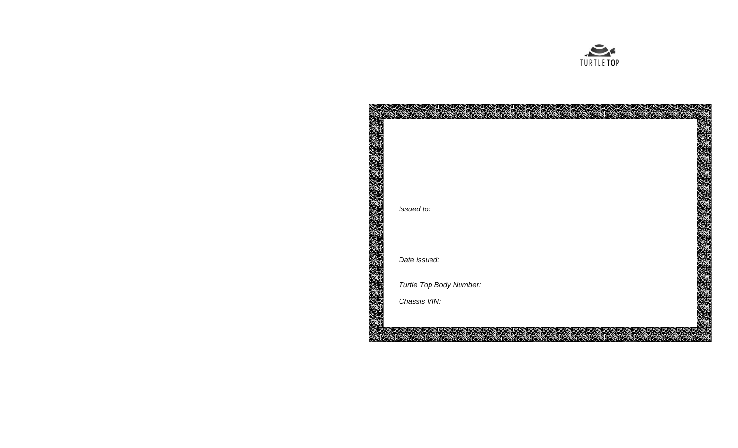TURTLE TOP

*Issued to:*

*Date issued:*

*Turtle Top Body Number:*

*Chassis VIN:*